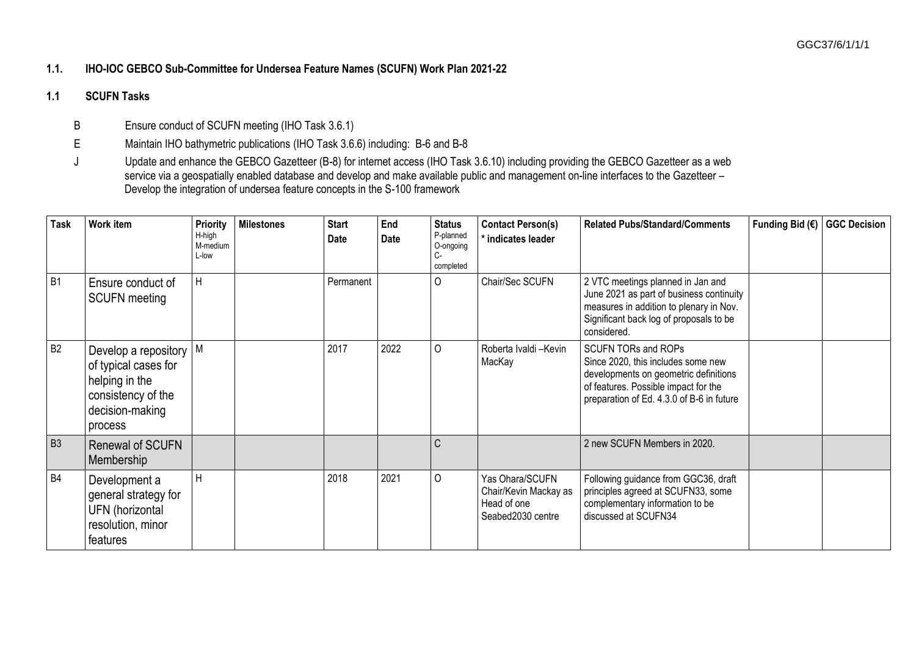## 1.1. IHO-IOC GEBCO Sub-Committee for Undersea Feature Names (SCUFN) Work Plan 2021-22

### 1.1 SCUFN Tasks

- B Ensure conduct of SCUFN meeting (IHO Task 3.6.1)
- E Maintain IHO bathymetric publications (IHO Task 3.6.6) including: B-6 and B-8
- J Update and enhance the GEBCO Gazetteer (B-8) for internet access (IHO Task 3.6.10) including providing the GEBCO Gazetteer as a web service via a geospatially enabled database and develop and make available public and management on-line interfaces to the Gazetteer – Develop the integration of undersea feature concepts in the S-100 framework

| Task | Work item | Priority H-high M-medium L-low | Milestones | Start Date | End Date | Status P-planned O-ongoing C-completed | Contact Person(s) * indicates leader | Related Pubs/Standard/Comments | Funding Bid (€) | GGC Decision |
|---|---|---|---|---|---|---|---|---|---|---|
| B1 | Ensure conduct of SCUFN meeting | H | | Permanent | | O | Chair/Sec SCUFN | 2 VTC meetings planned in Jan and June 2021 as part of business continuity measures in addition to plenary in Nov. Significant back log of proposals to be considered. | | |
| B2 | Develop a repository of typical cases for helping in the consistency of the decision-making process | M | | 2017 | 2022 | O | Roberta Ivaldi –Kevin MacKay | SCUFN TORs and ROPs Since 2020, this includes some new developments on geometric definitions of features. Possible impact for the preparation of Ed. 4.3.0 of B-6 in future | | |
| B3 | Renewal of SCUFN Membership | | | | | C | | 2 new SCUFN Members in 2020. | | |
| B4 | Development a general strategy for UFN (horizontal resolution, minor features | H | | 2018 | 2021 | O | Yas Ohara/SCUFN Chair/Kevin Mackay as Head of one Seabed2030 centre | Following guidance from GGC36, draft principles agreed at SCUFN33, some complementary information to be discussed at SCUFN34 | | |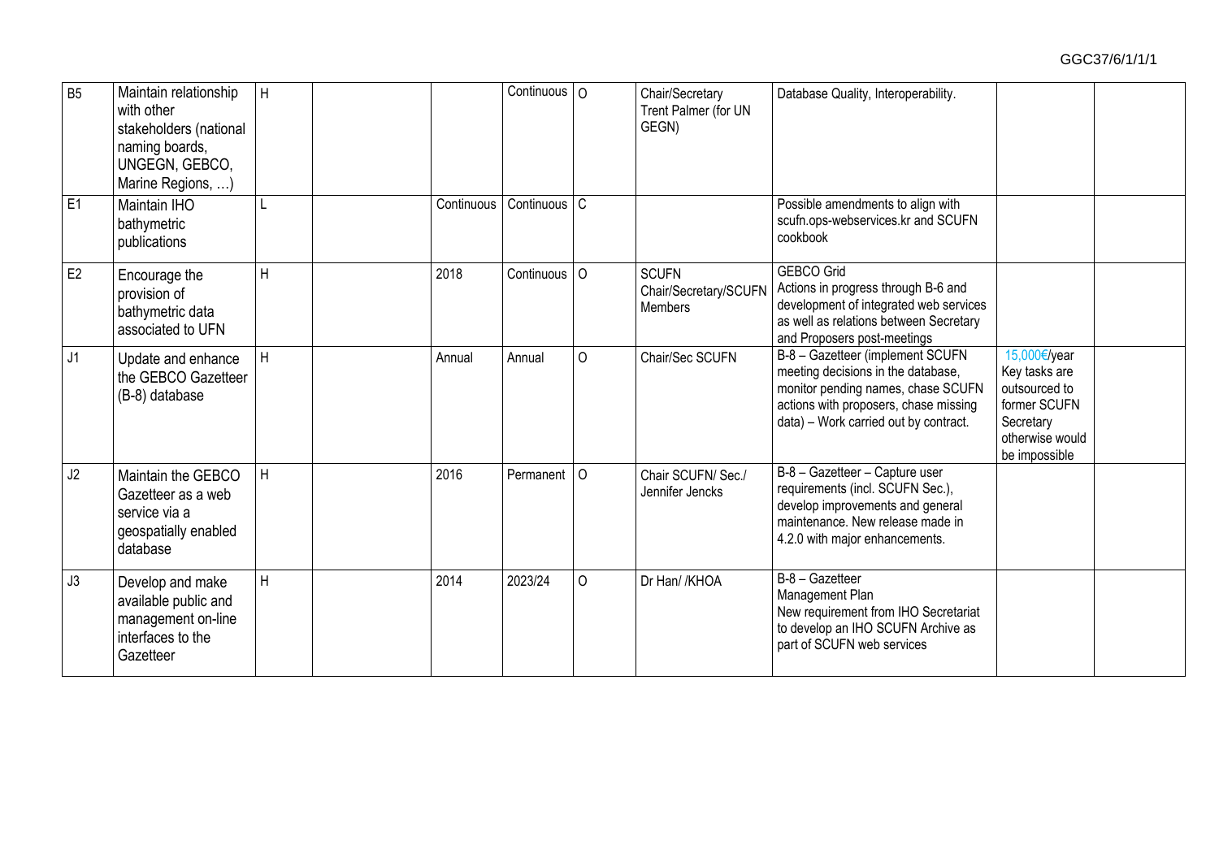| | | | | | | | | | | |
|---|---|---|---|---|---|---|---|---|---|---|
| B5 | Maintain relationship with other stakeholders (national naming boards, UNGEGN, GEBCO, Marine Regions, …) | H | | | Continuous | O | Chair/Secretary Trent Palmer (for UN GEGN) | Database Quality, Interoperability. | | |
| E1 | Maintain IHO bathymetric publications | L | | Continuous | Continuous | C | | Possible amendments to align with scufn.ops-webservices.kr and SCUFN cookbook | | |
| E2 | Encourage the provision of bathymetric data associated to UFN | H | | 2018 | Continuous | O | SCUFN Chair/Secretary/SCUFN Members | GEBCO Grid Actions in progress through B-6 and development of integrated web services as well as relations between Secretary and Proposers post-meetings | | |
| J1 | Update and enhance the GEBCO Gazetteer (B-8) database | H | | Annual | Annual | O | Chair/Sec SCUFN | B-8 – Gazetteer (implement SCUFN meeting decisions in the database, monitor pending names, chase SCUFN actions with proposers, chase missing data) – Work carried out by contract. | 15,000€/year Key tasks are outsourced to former SCUFN Secretary otherwise would be impossible | |
| J2 | Maintain the GEBCO Gazetteer as a web service via a geospatially enabled database | H | | 2016 | Permanent | O | Chair SCUFN/ Sec./ Jennifer Jencks | B-8 – Gazetteer – Capture user requirements (incl. SCUFN Sec.), develop improvements and general maintenance. New release made in 4.2.0 with major enhancements. | | |
| J3 | Develop and make available public and management on-line interfaces to the Gazetteer | H | | 2014 | 2023/24 | O | Dr Han/ /KHOA | B-8 – Gazetteer Management Plan New requirement from IHO Secretariat to develop an IHO SCUFN Archive as part of SCUFN web services | | |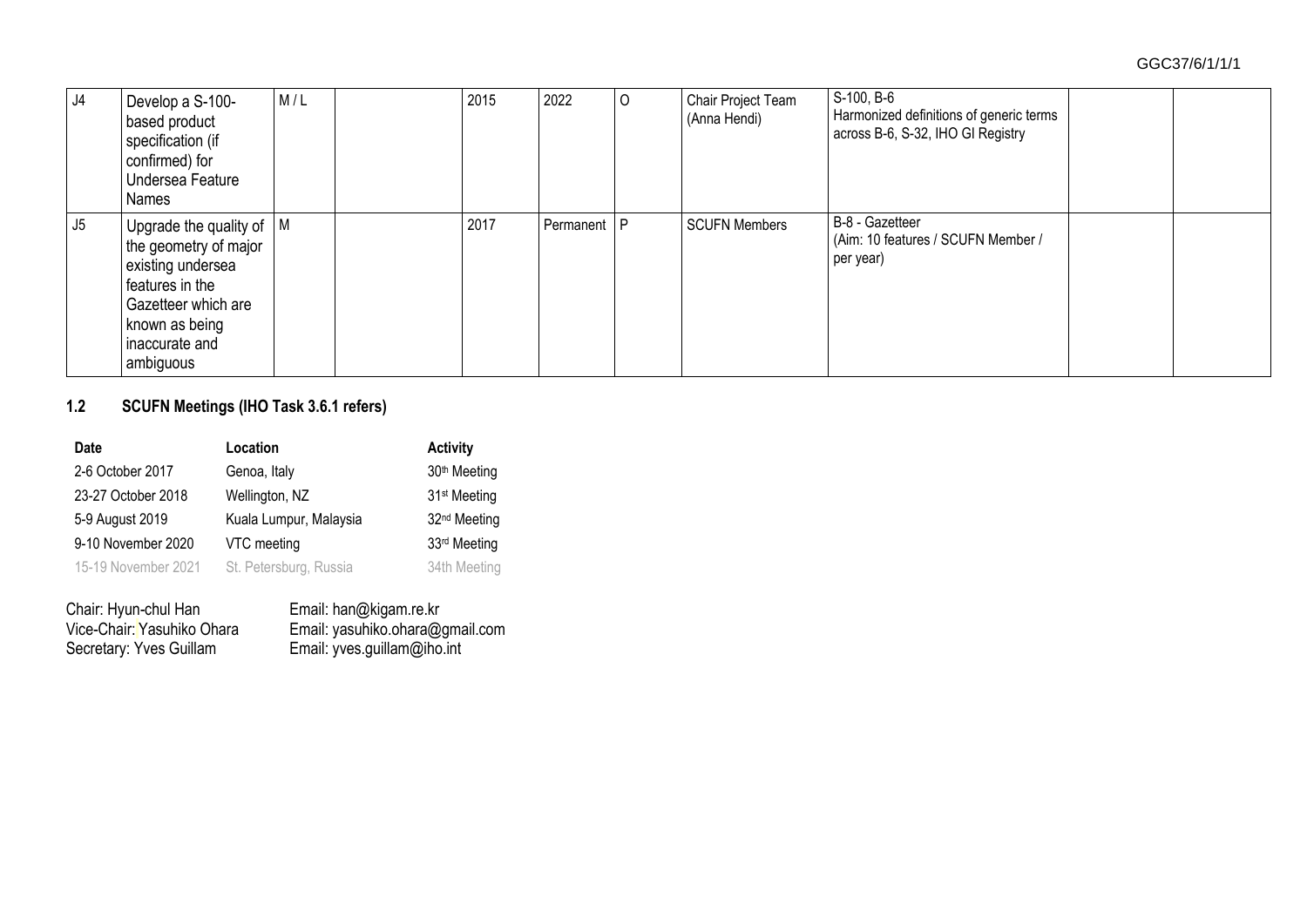| | | | | | | | | | | |
|---|---|---|---|---|---|---|---|---|---|---|
| J4 | Develop a S-100-based product specification (if confirmed) for Undersea Feature Names | M / L | | 2015 | 2022 | O | Chair Project Team (Anna Hendi) | S-100, B-6<br>Harmonized definitions of generic terms across B-6, S-32, IHO GI Registry | | |
| J5 | Upgrade the quality of the geometry of major existing undersea features in the Gazetteer which are known as being inaccurate and ambiguous | M | | 2017 | Permanent | P | SCUFN Members | B-8 - Gazetteer<br>(Aim: 10 features / SCUFN Member / per year) | | |

## 1.2 SCUFN Meetings (IHO Task 3.6.1 refers)

| Date | Location | Activity |
|---|---|---|
| 2-6 October 2017 | Genoa, Italy | 30th Meeting |
| 23-27 October 2018 | Wellington, NZ | 31st Meeting |
| 5-9 August 2019 | Kuala Lumpur, Malaysia | 32nd Meeting |
| 9-10 November 2020 | VTC meeting | 33rd Meeting |
| 15-19 November 2021 | St. Petersburg, Russia | 34th Meeting |

Chair: Hyun-chul Han Email: han@kigam.re.kr
Vice-Chair: Yasuhiko Ohara Email: yasuhiko.ohara@gmail.com
Secretary: Yves Guillam Email: yves.guillam@iho.int